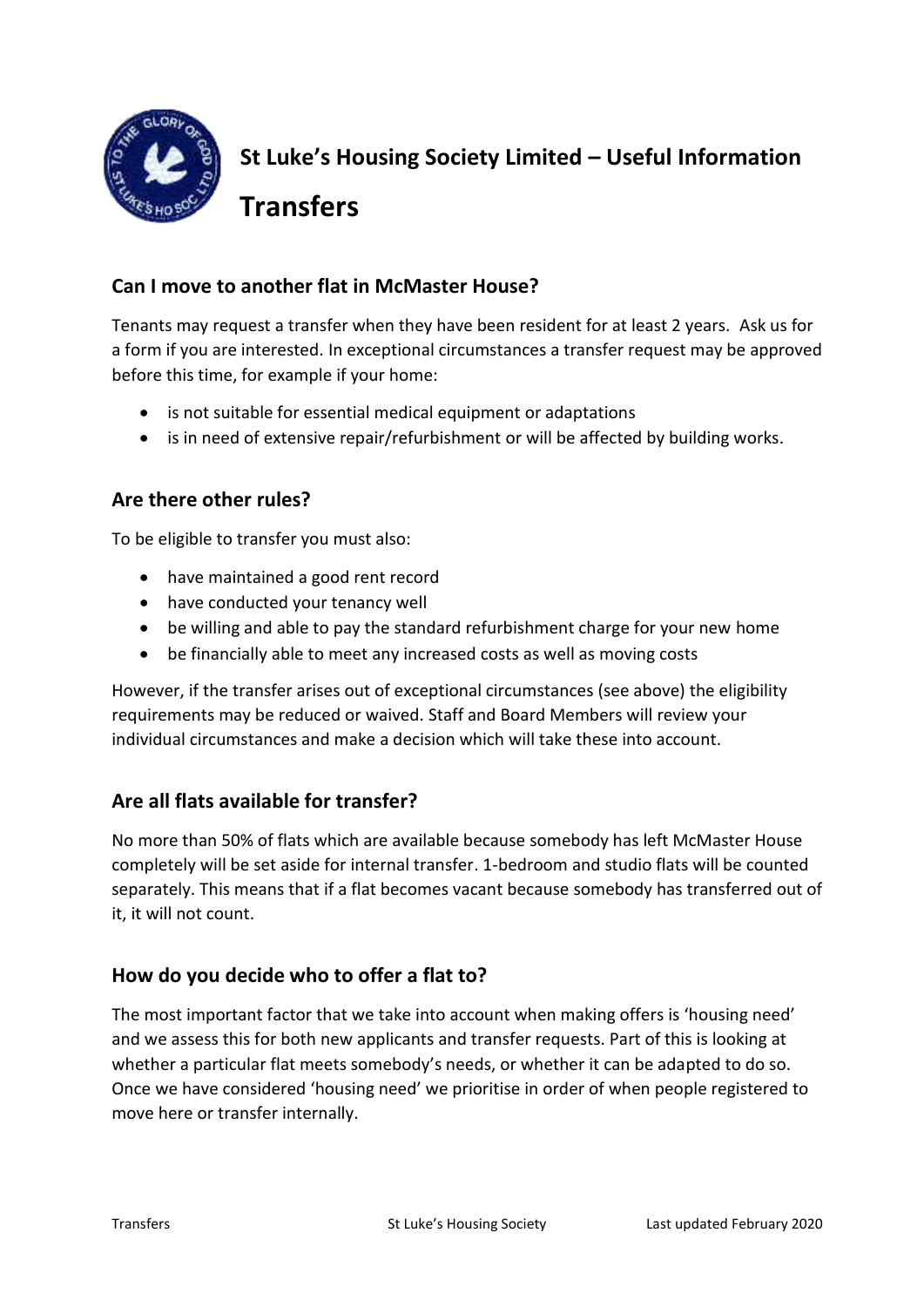# St Luke's Housing Society Limited – Useful Information

# Transfers

## Can I move to another flat in McMaster House?

Tenants may request a transfer when they have been resident for at least 2 years. Ask us for a form if you are interested. In exceptional circumstances a transfer request may be approved before this time, for example if your home:

- is not suitable for essential medical equipment or adaptations
- is in need of extensive repair/refurbishment or will be affected by building works.

## Are there other rules?

To be eligible to transfer you must also:

- have maintained a good rent record
- have conducted your tenancy well
- be willing and able to pay the standard refurbishment charge for your new home
- be financially able to meet any increased costs as well as moving costs

However, if the transfer arises out of exceptional circumstances (see above) the eligibility requirements may be reduced or waived. Staff and Board Members will review your individual circumstances and make a decision which will take these into account.

## Are all flats available for transfer?

No more than 50% of flats which are available because somebody has left McMaster House completely will be set aside for internal transfer. 1-bedroom and studio flats will be counted separately. This means that if a flat becomes vacant because somebody has transferred out of it, it will not count.

## How do you decide who to offer a flat to?

The most important factor that we take into account when making offers is 'housing need' and we assess this for both new applicants and transfer requests. Part of this is looking at whether a particular flat meets somebody's needs, or whether it can be adapted to do so. Once we have considered 'housing need' we prioritise in order of when people registered to move here or transfer internally.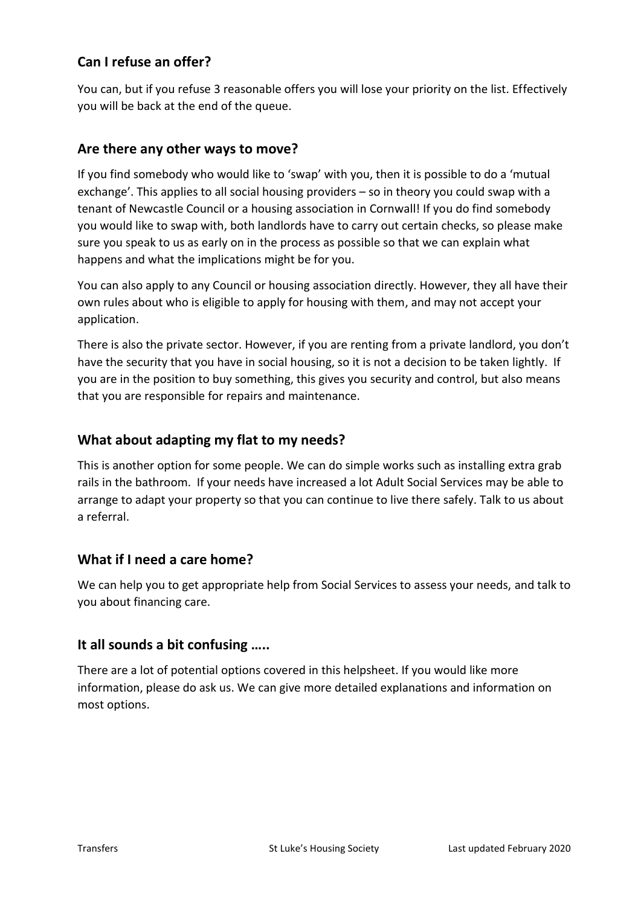## Can I refuse an offer?

You can, but if you refuse 3 reasonable offers you will lose your priority on the list. Effectively you will be back at the end of the queue.

## Are there any other ways to move?

If you find somebody who would like to 'swap' with you, then it is possible to do a 'mutual exchange'. This applies to all social housing providers – so in theory you could swap with a tenant of Newcastle Council or a housing association in Cornwall! If you do find somebody you would like to swap with, both landlords have to carry out certain checks, so please make sure you speak to us as early on in the process as possible so that we can explain what happens and what the implications might be for you.

You can also apply to any Council or housing association directly. However, they all have their own rules about who is eligible to apply for housing with them, and may not accept your application.

There is also the private sector. However, if you are renting from a private landlord, you don't have the security that you have in social housing, so it is not a decision to be taken lightly. If you are in the position to buy something, this gives you security and control, but also means that you are responsible for repairs and maintenance.

## What about adapting my flat to my needs?

This is another option for some people. We can do simple works such as installing extra grab rails in the bathroom. If your needs have increased a lot Adult Social Services may be able to arrange to adapt your property so that you can continue to live there safely. Talk to us about a referral.

## What if I need a care home?

We can help you to get appropriate help from Social Services to assess your needs, and talk to you about financing care.

## It all sounds a bit confusing …..

There are a lot of potential options covered in this helpsheet. If you would like more information, please do ask us. We can give more detailed explanations and information on most options.